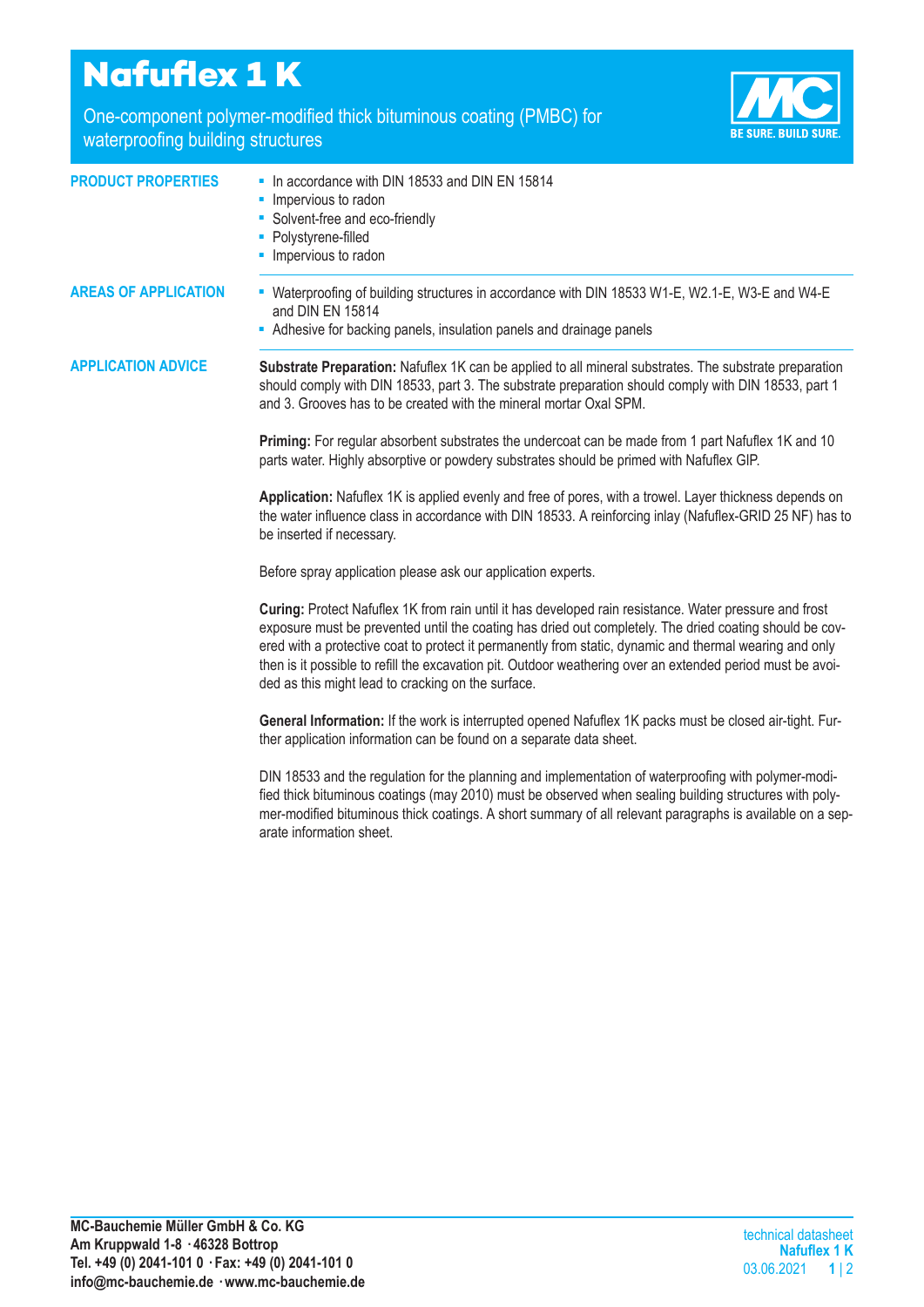# Nafuflex 1 K

One-component polymer-modified thick bituminous coating (PMBC) for waterproofing building structures

BE SURE. BUILD SURE.

## PRODUCT PROPERTIES

- In accordance with DIN 18533 and DIN EN 15814
- Impervious to radon
- Solvent-free and eco-friendly
- Polystyrene-filled
- Impervious to radon

## AREAS OF APPLICATION

- Waterproofing of building structures in accordance with DIN 18533 W1-E, W2.1-E, W3-E and W4-E and DIN EN 15814
- Adhesive for backing panels, insulation panels and drainage panels

## APPLICATION ADVICE

**Substrate Preparation:** Nafuflex 1K can be applied to all mineral substrates. The substrate preparation should comply with DIN 18533, part 3. The substrate preparation should comply with DIN 18533, part 1 and 3. Grooves has to be created with the mineral mortar Oxal SPM.

**Priming:** For regular absorbent substrates the undercoat can be made from 1 part Nafuflex 1K and 10 parts water. Highly absorptive or powdery substrates should be primed with Nafuflex GIP.

**Application:** Nafuflex 1K is applied evenly and free of pores, with a trowel. Layer thickness depends on the water influence class in accordance with DIN 18533. A reinforcing inlay (Nafuflex-GRID 25 NF) has to be inserted if necessary.

Before spray application please ask our application experts.

**Curing:** Protect Nafuflex 1K from rain until it has developed rain resistance. Water pressure and frost exposure must be prevented until the coating has dried out completely. The dried coating should be covered with a protective coat to protect it permanently from static, dynamic and thermal wearing and only then is it possible to refill the excavation pit. Outdoor weathering over an extended period must be avoided as this might lead to cracking on the surface.

**General Information:** If the work is interrupted opened Nafuflex 1K packs must be closed air-tight. Further application information can be found on a separate data sheet.

DIN 18533 and the regulation for the planning and implementation of waterproofing with polymer-modified thick bituminous coatings (may 2010) must be observed when sealing building structures with polymer-modified bituminous thick coatings. A short summary of all relevant paragraphs is available on a separate information sheet.

**MC-Bauchemie Müller GmbH & Co. KG**
**Am Kruppwald 1-8 · 46328 Bottrop**
**Tel. +49 (0) 2041-101 0 · Fax: +49 (0) 2041-101 0**
**info@mc-bauchemie.de · www.mc-bauchemie.de**

technical datasheet
**Nafuflex 1 K**
03.06.2021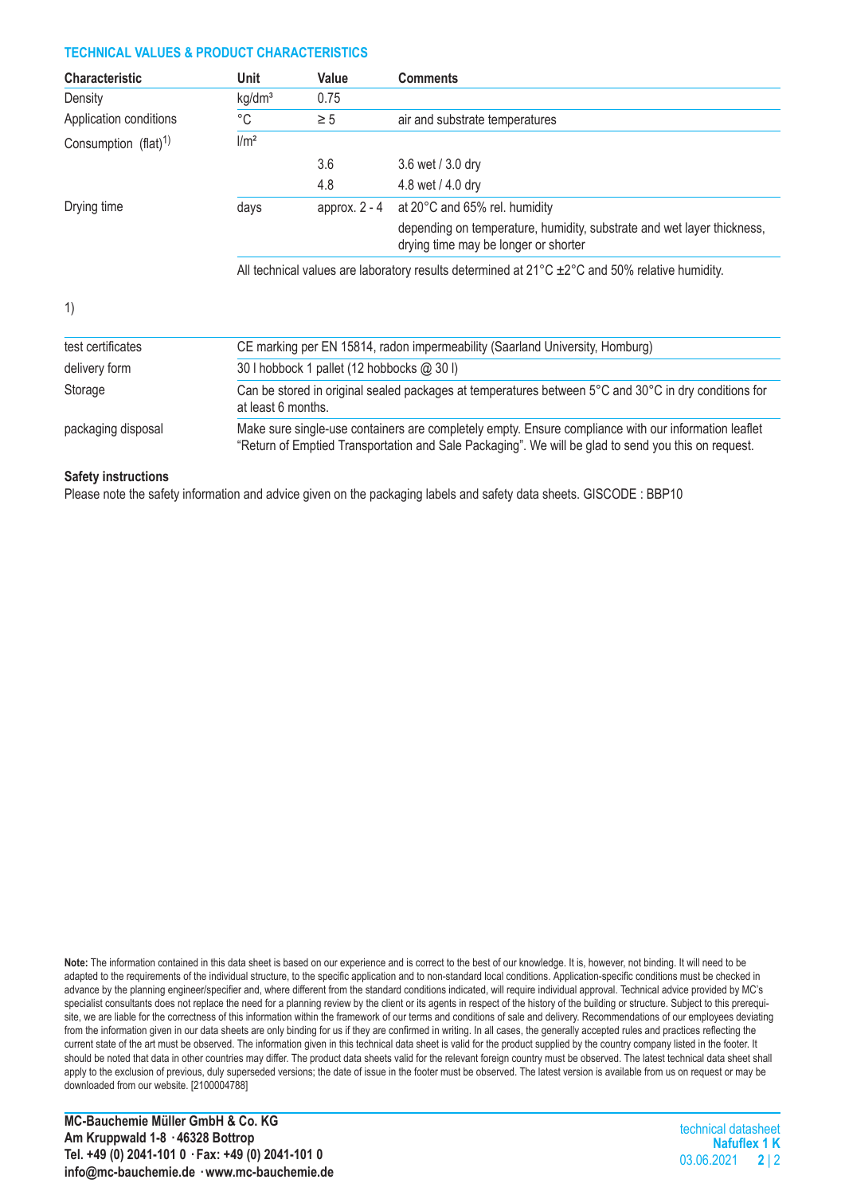## TECHNICAL VALUES & PRODUCT CHARACTERISTICS

| Characteristic | Unit | Value | Comments |
|---|---|---|---|
| Density | kg/dm³ | 0.75 | |
| Application conditions | °C | ≥ 5 | air and substrate temperatures |
| Consumption (flat)[1] | l/m² | | |
| | | 3.6 | 3.6 wet / 3.0 dry |
| | | 4.8 | 4.8 wet / 4.0 dry |
| Drying time | days | approx. 2 - 4 | at 20°C and 65% rel. humidity |
| | | | depending on temperature, humidity, substrate and wet layer thickness, drying time may be longer or shorter |
| | All technical values are laboratory results determined at 21°C ±2°C and 50% relative humidity. | | |

1)

| | |
|---|---|
| test certificates | CE marking per EN 15814, radon impermeability (Saarland University, Homburg) |
| delivery form | 30 l hobbock 1 pallet (12 hobbocks @ 30 l) |
| Storage | Can be stored in original sealed packages at temperatures between 5°C and 30°C in dry conditions for at least 6 months. |
| packaging disposal | Make sure single-use containers are completely empty. Ensure compliance with our information leaflet “Return of Emptied Transportation and Sale Packaging”. We will be glad to send you this on request. |

**Safety instructions**

Please note the safety information and advice given on the packaging labels and safety data sheets. GISCODE : BBP10

**Note:** The information contained in this data sheet is based on our experience and is correct to the best of our knowledge. It is, however, not binding. It will need to be adapted to the requirements of the individual structure, to the specific application and to non-standard local conditions. Application-specific conditions must be checked in advance by the planning engineer/specifier and, where different from the standard conditions indicated, will require individual approval. Technical advice provided by MC's specialist consultants does not replace the need for a planning review by the client or its agents in respect of the history of the building or structure. Subject to this prerequisite, we are liable for the correctness of this information within the framework of our terms and conditions of sale and delivery. Recommendations of our employees deviating from the information given in our data sheets are only binding for us if they are confirmed in writing. In all cases, the generally accepted rules and practices reflecting the current state of the art must be observed. The information given in this technical data sheet is valid for the product supplied by the country company listed in the footer. It should be noted that data in other countries may differ. The product data sheets valid for the relevant foreign country must be observed. The latest technical data sheet shall apply to the exclusion of previous, duly superseded versions; the date of issue in the footer must be observed. The latest version is available from us on request or may be downloaded from our website. [2100004788]

**MC-Bauchemie Müller GmbH & Co. KG**
**Am Kruppwald 1-8 · 46328 Bottrop**
**Tel. +49 (0) 2041-101 0 · Fax: +49 (0) 2041-101 0**
**info@mc-bauchemie.de · www.mc-bauchemie.de**

technical datasheet
**Nafuflex 1 K**
03.06.2021